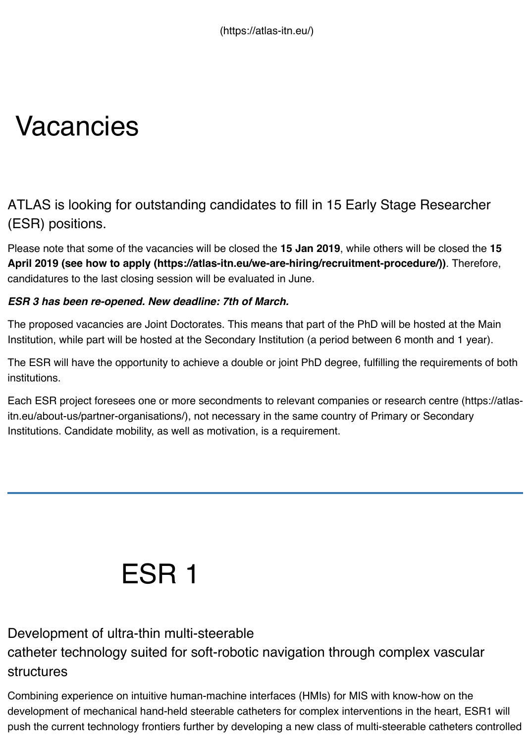(https://atlas-itn.eu/)

# Vacancies

## ATLAS is looking for outstanding candidates to fill in 15 Early Stage Researcher (ESR) positions.

Please note that some of the vacancies will be closed the **15 Jan 2019**, while others will be closed the **15 April 2019 (see how to apply (https://atlas-itn.eu/we-are-hiring/recruitment-procedure/))**. Therefore, candidatures to the last closing session will be evaluated in June.

***ESR 3 has been re-opened. New deadline: 7th of March.***

The proposed vacancies are Joint Doctorates. This means that part of the PhD will be hosted at the Main Institution, while part will be hosted at the Secondary Institution (a period between 6 month and 1 year).

The ESR will have the opportunity to achieve a double or joint PhD degree, fulfilling the requirements of both institutions.

Each ESR project foresees one or more secondments to relevant companies or research centre (https://atlas-itn.eu/about-us/partner-organisations/), not necessary in the same country of Primary or Secondary Institutions. Candidate mobility, as well as motivation, is a requirement.

---

# ESR 1

## Development of ultra-thin multi-steerable catheter technology suited for soft-robotic navigation through complex vascular structures

Combining experience on intuitive human-machine interfaces (HMIs) for MIS with know-how on the development of mechanical hand-held steerable catheters for complex interventions in the heart, ESR1 will push the current technology frontiers further by developing a new class of multi-steerable catheters controlled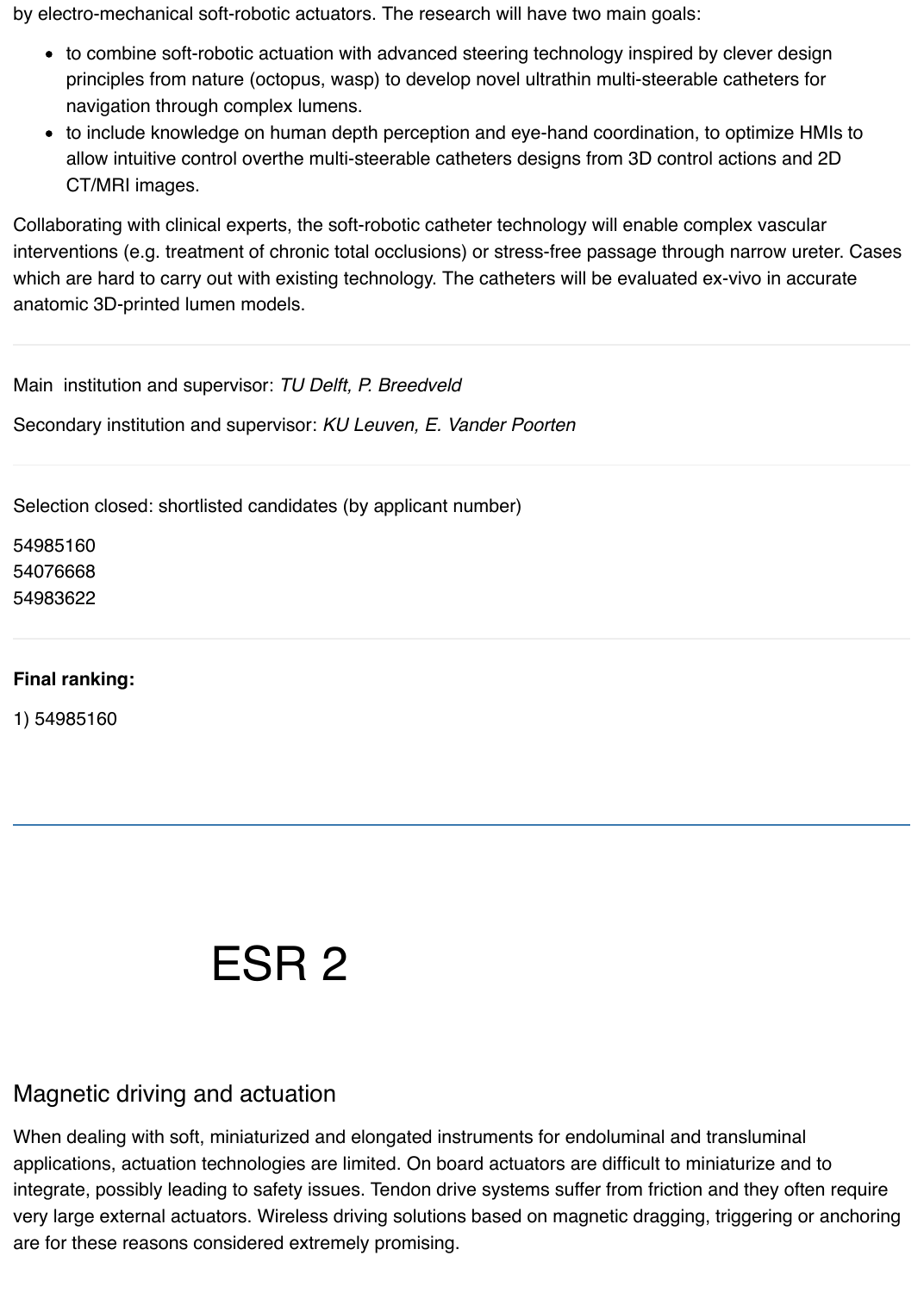by electro-mechanical soft-robotic actuators. The research will have two main goals:

- to combine soft-robotic actuation with advanced steering technology inspired by clever design principles from nature (octopus, wasp) to develop novel ultrathin multi-steerable catheters for navigation through complex lumens.
- to include knowledge on human depth perception and eye-hand coordination, to optimize HMIs to allow intuitive control overthe multi-steerable catheters designs from 3D control actions and 2D CT/MRI images.

Collaborating with clinical experts, the soft-robotic catheter technology will enable complex vascular interventions (e.g. treatment of chronic total occlusions) or stress-free passage through narrow ureter. Cases which are hard to carry out with existing technology. The catheters will be evaluated ex-vivo in accurate anatomic 3D-printed lumen models.

---

Main institution and supervisor: *TU Delft, P. Breedveld*

Secondary institution and supervisor: *KU Leuven, E. Vander Poorten*

---

Selection closed: shortlisted candidates (by applicant number)

54985160
54076668
54983622

---

**Final ranking:**

1) 54985160

---

# ESR 2

## Magnetic driving and actuation

When dealing with soft, miniaturized and elongated instruments for endoluminal and transluminal applications, actuation technologies are limited. On board actuators are difficult to miniaturize and to integrate, possibly leading to safety issues. Tendon drive systems suffer from friction and they often require very large external actuators. Wireless driving solutions based on magnetic dragging, triggering or anchoring are for these reasons considered extremely promising.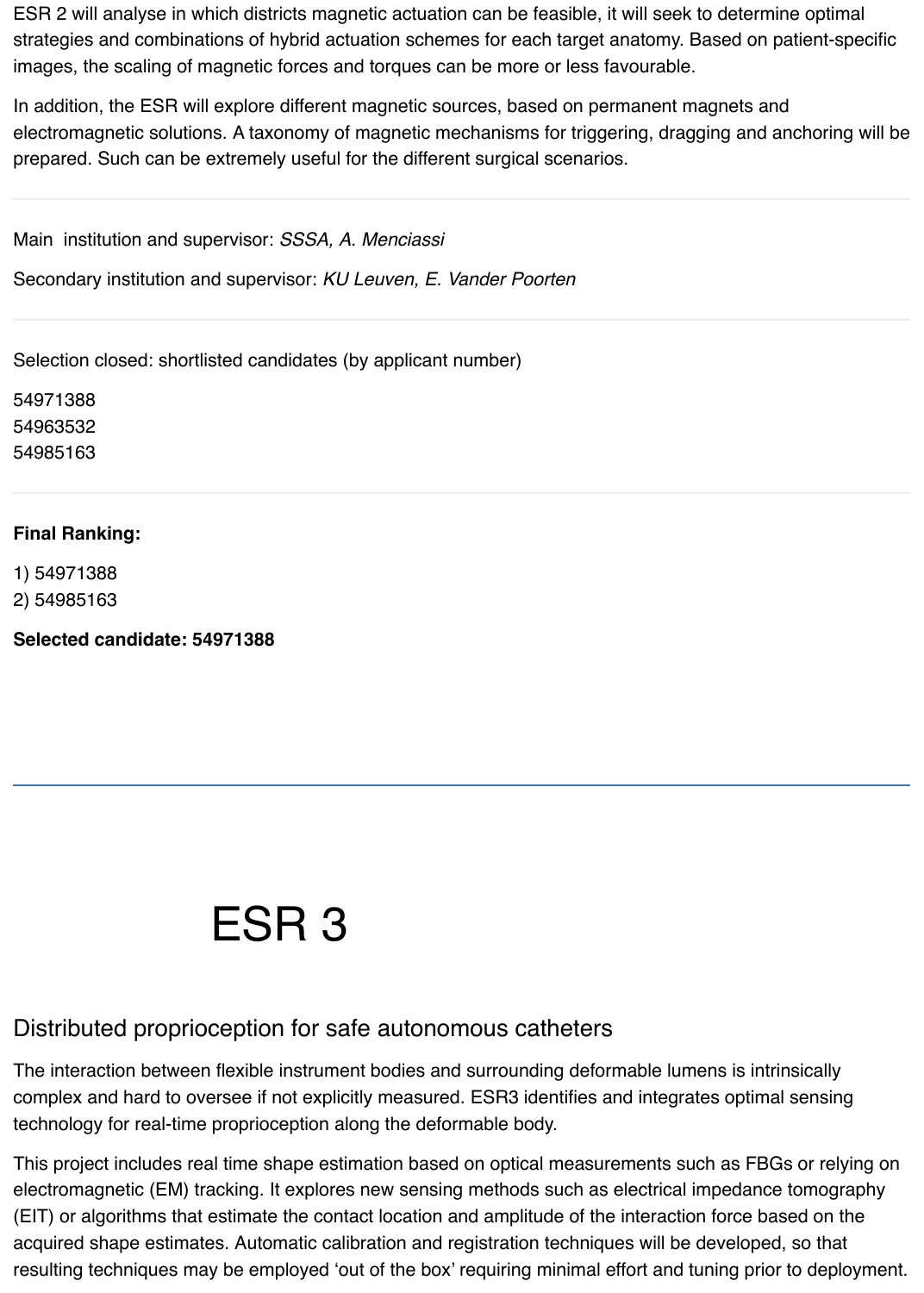ESR 2 will analyse in which districts magnetic actuation can be feasible, it will seek to determine optimal strategies and combinations of hybrid actuation schemes for each target anatomy. Based on patient-specific images, the scaling of magnetic forces and torques can be more or less favourable.

In addition, the ESR will explore different magnetic sources, based on permanent magnets and electromagnetic solutions. A taxonomy of magnetic mechanisms for triggering, dragging and anchoring will be prepared. Such can be extremely useful for the different surgical scenarios.

---

Main institution and supervisor: *SSSA, A. Menciassi*

Secondary institution and supervisor: *KU Leuven, E. Vander Poorten*

---

Selection closed: shortlisted candidates (by applicant number)

54971388
54963532
54985163

---

**Final Ranking:**

1) 54971388
2) 54985163

**Selected candidate: 54971388**

---

# ESR 3

## Distributed proprioception for safe autonomous catheters

The interaction between flexible instrument bodies and surrounding deformable lumens is intrinsically complex and hard to oversee if not explicitly measured. ESR3 identifies and integrates optimal sensing technology for real-time proprioception along the deformable body.

This project includes real time shape estimation based on optical measurements such as FBGs or relying on electromagnetic (EM) tracking. It explores new sensing methods such as electrical impedance tomography (EIT) or algorithms that estimate the contact location and amplitude of the interaction force based on the acquired shape estimates. Automatic calibration and registration techniques will be developed, so that resulting techniques may be employed 'out of the box' requiring minimal effort and tuning prior to deployment.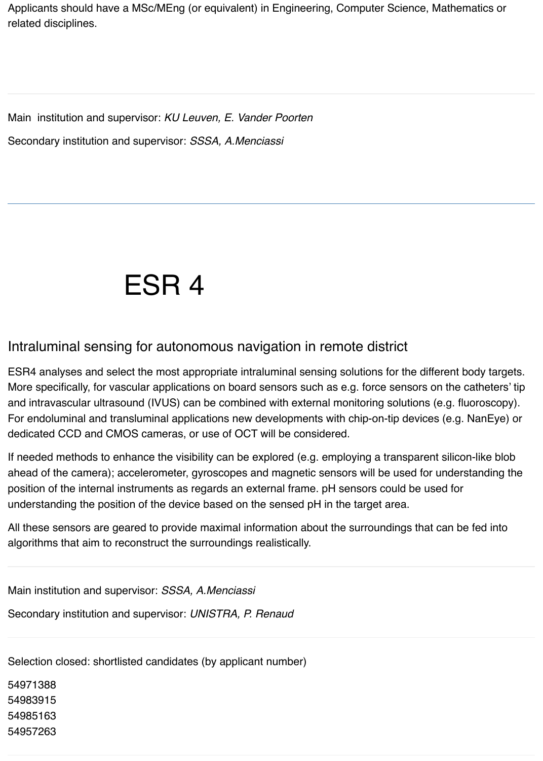Applicants should have a MSc/MEng (or equivalent) in Engineering, Computer Science, Mathematics or related disciplines.

---

Main institution and supervisor: *KU Leuven, E. Vander Poorten*

Secondary institution and supervisor: *SSSA, A.Menciassi*

---

# ESR 4

## Intraluminal sensing for autonomous navigation in remote district

ESR4 analyses and select the most appropriate intraluminal sensing solutions for the different body targets. More specifically, for vascular applications on board sensors such as e.g. force sensors on the catheters' tip and intravascular ultrasound (IVUS) can be combined with external monitoring solutions (e.g. fluoroscopy). For endoluminal and transluminal applications new developments with chip-on-tip devices (e.g. NanEye) or dedicated CCD and CMOS cameras, or use of OCT will be considered.

If needed methods to enhance the visibility can be explored (e.g. employing a transparent silicon-like blob ahead of the camera); accelerometer, gyroscopes and magnetic sensors will be used for understanding the position of the internal instruments as regards an external frame. pH sensors could be used for understanding the position of the device based on the sensed pH in the target area.

All these sensors are geared to provide maximal information about the surroundings that can be fed into algorithms that aim to reconstruct the surroundings realistically.

---

Main institution and supervisor: *SSSA, A.Menciassi*

Secondary institution and supervisor: *UNISTRA, P. Renaud*

---

Selection closed: shortlisted candidates (by applicant number)

54971388
54983915
54985163
54957263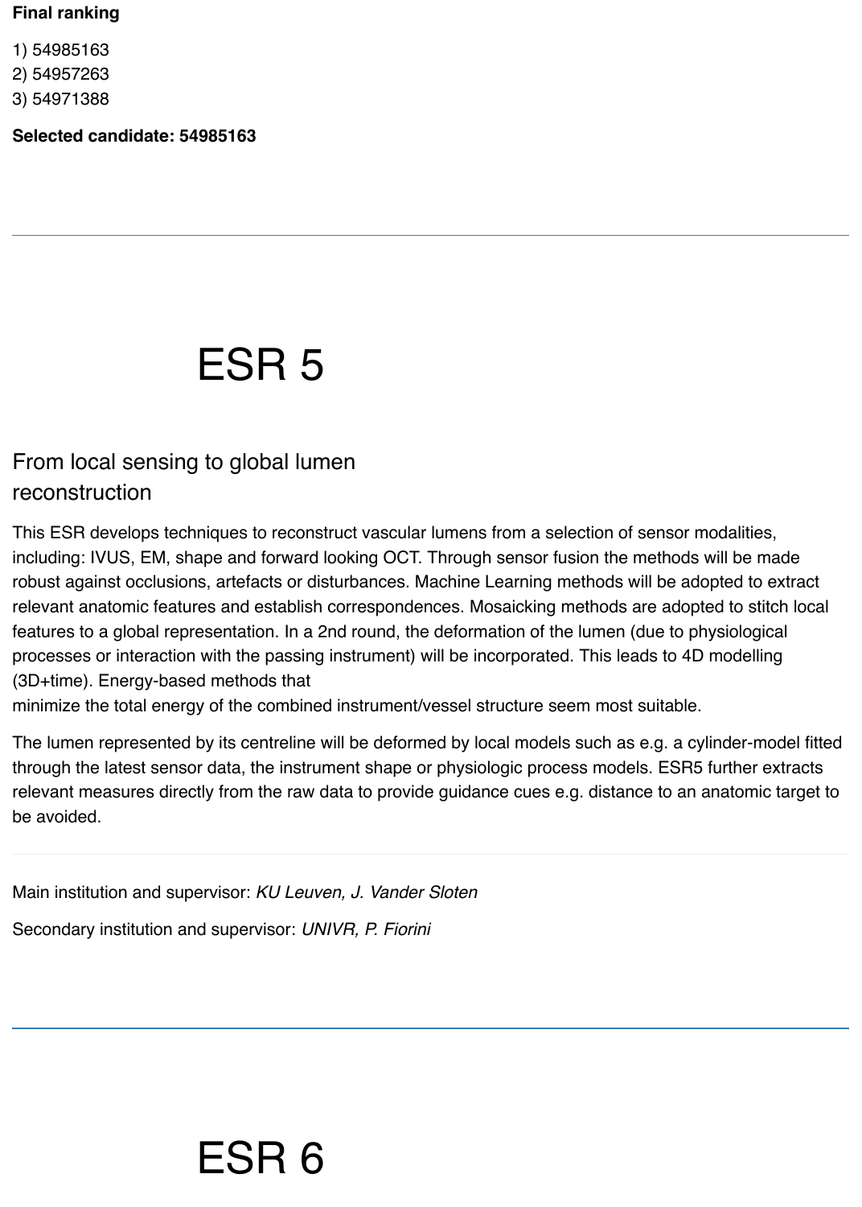**Final ranking**

1) 54985163
2) 54957263
3) 54971388

**Selected candidate: 54985163**

---

# ESR 5

## From local sensing to global lumen reconstruction

This ESR develops techniques to reconstruct vascular lumens from a selection of sensor modalities, including: IVUS, EM, shape and forward looking OCT. Through sensor fusion the methods will be made robust against occlusions, artefacts or disturbances. Machine Learning methods will be adopted to extract relevant anatomic features and establish correspondences. Mosaicking methods are adopted to stitch local features to a global representation. In a 2nd round, the deformation of the lumen (due to physiological processes or interaction with the passing instrument) will be incorporated. This leads to 4D modelling (3D+time). Energy-based methods that
minimize the total energy of the combined instrument/vessel structure seem most suitable.

The lumen represented by its centreline will be deformed by local models such as e.g. a cylinder-model fitted through the latest sensor data, the instrument shape or physiologic process models. ESR5 further extracts relevant measures directly from the raw data to provide guidance cues e.g. distance to an anatomic target to be avoided.

---

Main institution and supervisor: *KU Leuven, J. Vander Sloten*

Secondary institution and supervisor: *UNIVR, P. Fiorini*

---

# ESR 6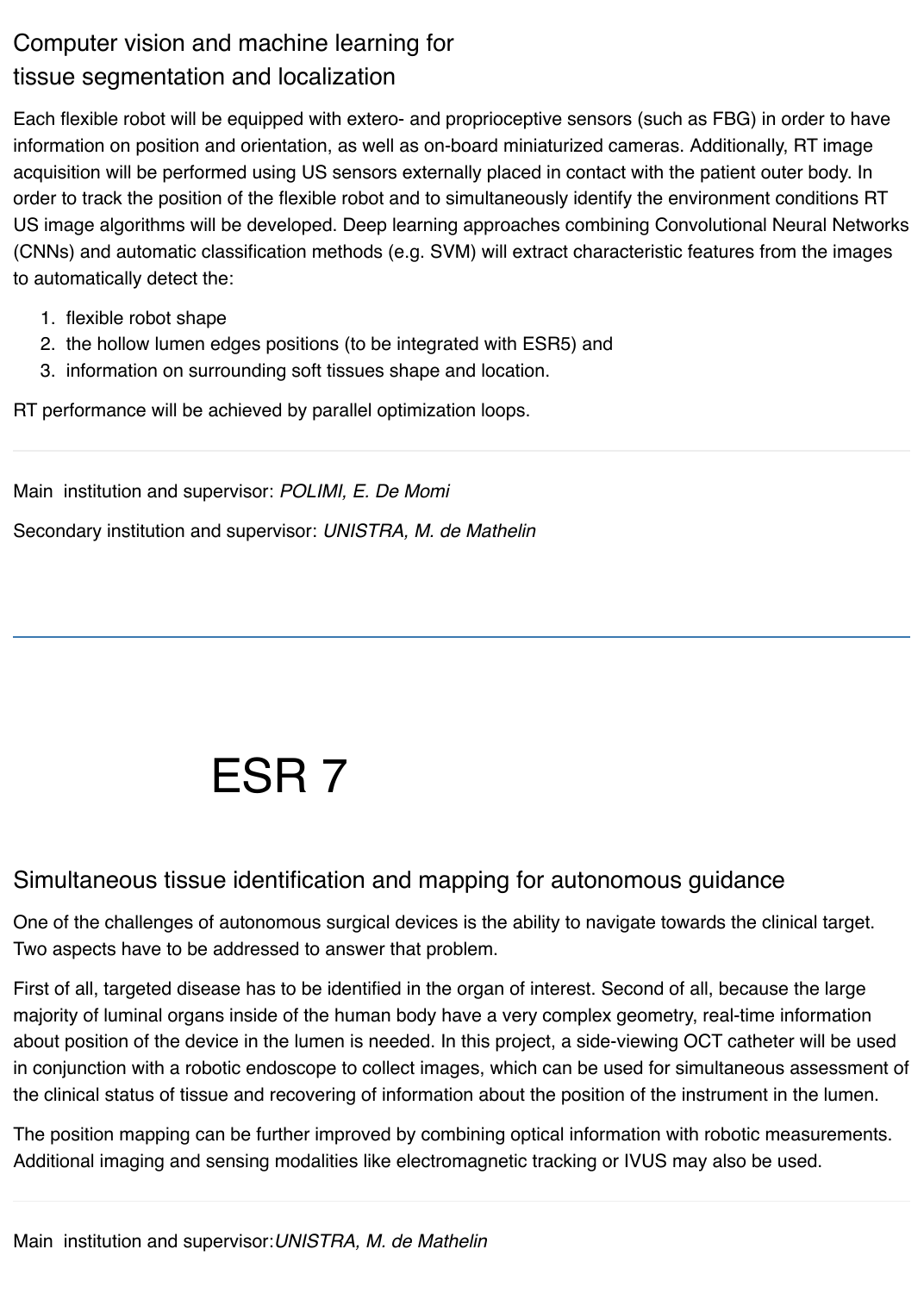## Computer vision and machine learning for tissue segmentation and localization

Each flexible robot will be equipped with extero- and proprioceptive sensors (such as FBG) in order to have information on position and orientation, as well as on-board miniaturized cameras. Additionally, RT image acquisition will be performed using US sensors externally placed in contact with the patient outer body. In order to track the position of the flexible robot and to simultaneously identify the environment conditions RT US image algorithms will be developed. Deep learning approaches combining Convolutional Neural Networks (CNNs) and automatic classification methods (e.g. SVM) will extract characteristic features from the images to automatically detect the:

1. flexible robot shape
2. the hollow lumen edges positions (to be integrated with ESR5) and
3. information on surrounding soft tissues shape and location.

RT performance will be achieved by parallel optimization loops.

---

Main institution and supervisor: *POLIMI, E. De Momi*

Secondary institution and supervisor: *UNISTRA, M. de Mathelin*

---

# ESR 7

## Simultaneous tissue identification and mapping for autonomous guidance

One of the challenges of autonomous surgical devices is the ability to navigate towards the clinical target. Two aspects have to be addressed to answer that problem.

First of all, targeted disease has to be identified in the organ of interest. Second of all, because the large majority of luminal organs inside of the human body have a very complex geometry, real-time information about position of the device in the lumen is needed. In this project, a side-viewing OCT catheter will be used in conjunction with a robotic endoscope to collect images, which can be used for simultaneous assessment of the clinical status of tissue and recovering of information about the position of the instrument in the lumen.

The position mapping can be further improved by combining optical information with robotic measurements. Additional imaging and sensing modalities like electromagnetic tracking or IVUS may also be used.

---

Main institution and supervisor: *UNISTRA, M. de Mathelin*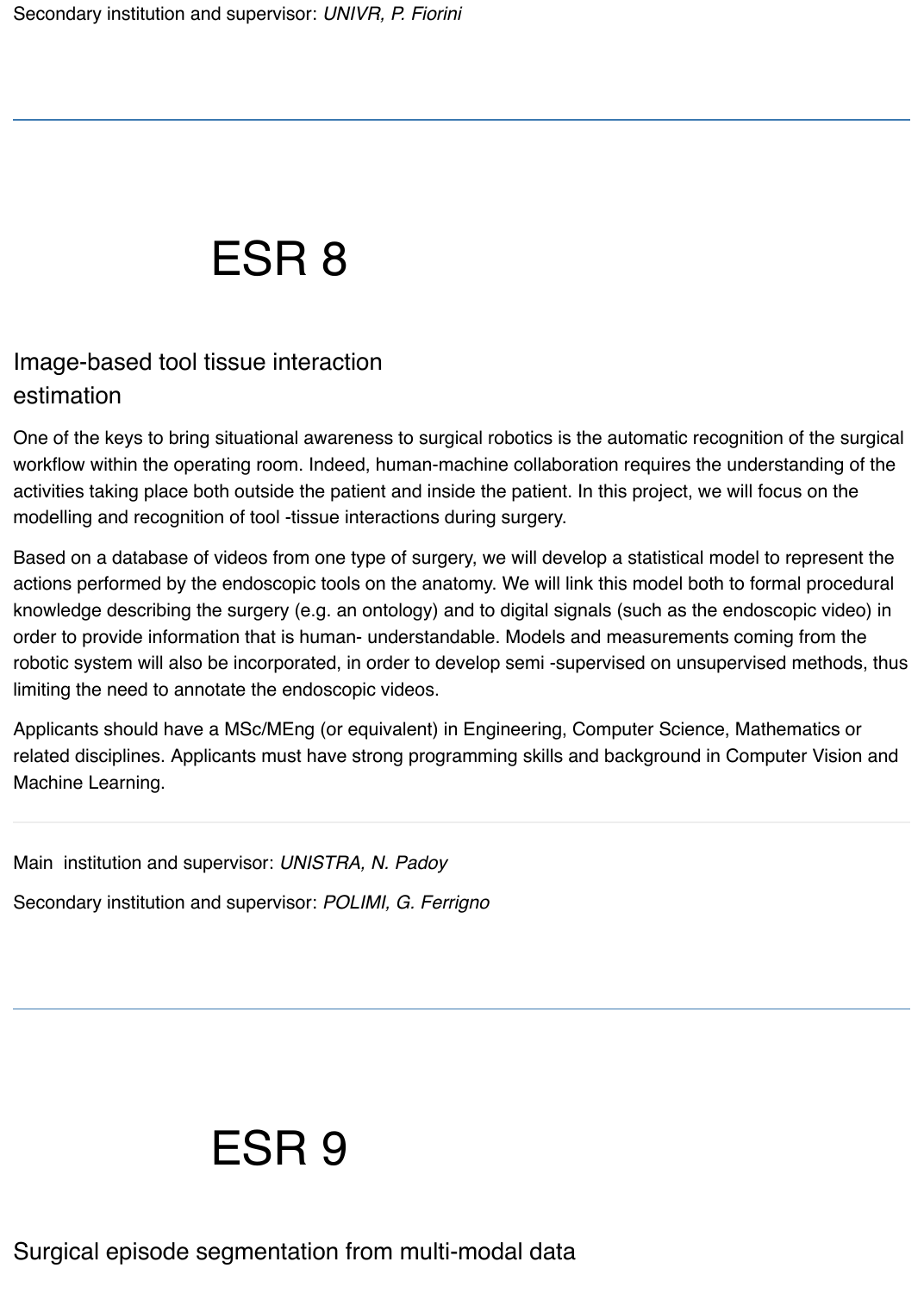Secondary institution and supervisor: *UNIVR, P. Fiorini*

---

# ESR 8

## Image-based tool tissue interaction estimation

One of the keys to bring situational awareness to surgical robotics is the automatic recognition of the surgical workflow within the operating room. Indeed, human-machine collaboration requires the understanding of the activities taking place both outside the patient and inside the patient. In this project, we will focus on the modelling and recognition of tool -tissue interactions during surgery.

Based on a database of videos from one type of surgery, we will develop a statistical model to represent the actions performed by the endoscopic tools on the anatomy. We will link this model both to formal procedural knowledge describing the surgery (e.g. an ontology) and to digital signals (such as the endoscopic video) in order to provide information that is human- understandable. Models and measurements coming from the robotic system will also be incorporated, in order to develop semi -supervised on unsupervised methods, thus limiting the need to annotate the endoscopic videos.

Applicants should have a MSc/MEng (or equivalent) in Engineering, Computer Science, Mathematics or related disciplines. Applicants must have strong programming skills and background in Computer Vision and Machine Learning.

---

Main institution and supervisor: *UNISTRA, N. Padoy*

Secondary institution and supervisor: *POLIMI, G. Ferrigno*

---

# ESR 9

## Surgical episode segmentation from multi-modal data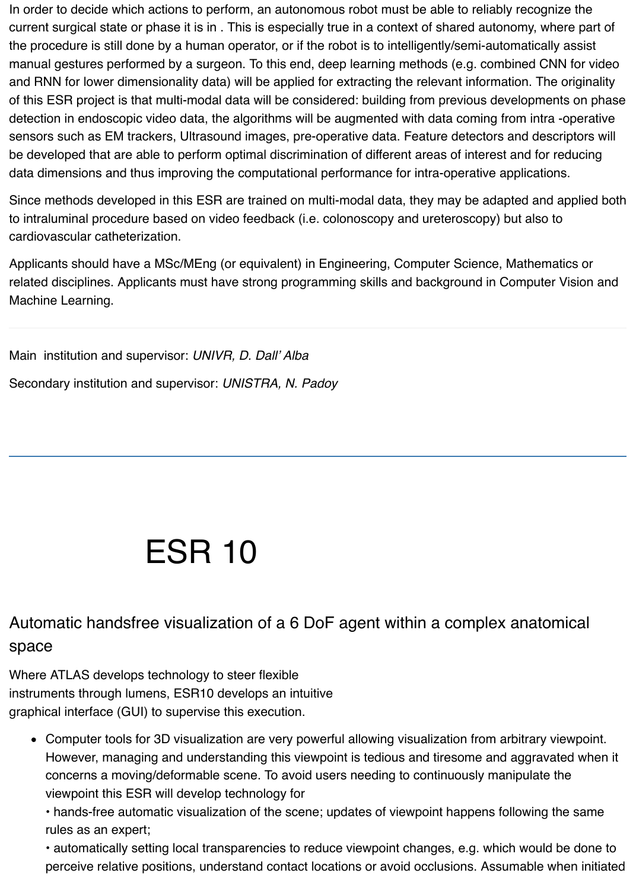In order to decide which actions to perform, an autonomous robot must be able to reliably recognize the current surgical state or phase it is in . This is especially true in a context of shared autonomy, where part of the procedure is still done by a human operator, or if the robot is to intelligently/semi-automatically assist manual gestures performed by a surgeon. To this end, deep learning methods (e.g. combined CNN for video and RNN for lower dimensionality data) will be applied for extracting the relevant information. The originality of this ESR project is that multi-modal data will be considered: building from previous developments on phase detection in endoscopic video data, the algorithms will be augmented with data coming from intra -operative sensors such as EM trackers, Ultrasound images, pre-operative data. Feature detectors and descriptors will be developed that are able to perform optimal discrimination of different areas of interest and for reducing data dimensions and thus improving the computational performance for intra-operative applications.

Since methods developed in this ESR are trained on multi-modal data, they may be adapted and applied both to intraluminal procedure based on video feedback (i.e. colonoscopy and ureteroscopy) but also to cardiovascular catheterization.

Applicants should have a MSc/MEng (or equivalent) in Engineering, Computer Science, Mathematics or related disciplines. Applicants must have strong programming skills and background in Computer Vision and Machine Learning.

---

Main institution and supervisor: *UNIVR, D. Dall' Alba*

Secondary institution and supervisor: *UNISTRA, N. Padoy*

---

# ESR 10

## Automatic handsfree visualization of a 6 DoF agent within a complex anatomical space

Where ATLAS develops technology to steer flexible instruments through lumens, ESR10 develops an intuitive graphical interface (GUI) to supervise this execution.

- Computer tools for 3D visualization are very powerful allowing visualization from arbitrary viewpoint. However, managing and understanding this viewpoint is tedious and tiresome and aggravated when it concerns a moving/deformable scene. To avoid users needing to continuously manipulate the viewpoint this ESR will develop technology for
  • hands-free automatic visualization of the scene; updates of viewpoint happens following the same rules as an expert;
  • automatically setting local transparencies to reduce viewpoint changes, e.g. which would be done to perceive relative positions, understand contact locations or avoid occlusions. Assumable when initiated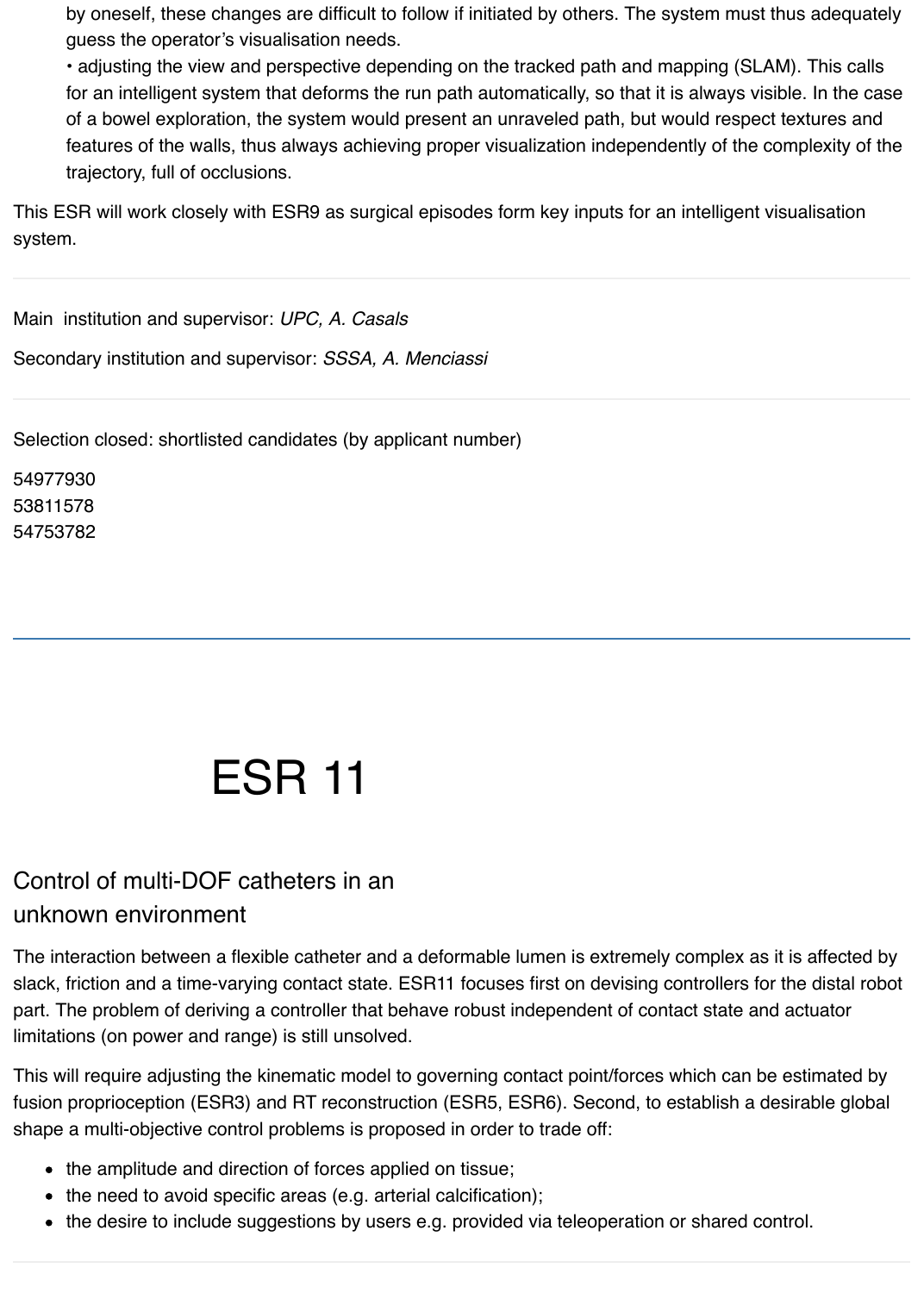by oneself, these changes are difficult to follow if initiated by others. The system must thus adequately guess the operator's visualisation needs.

• adjusting the view and perspective depending on the tracked path and mapping (SLAM). This calls for an intelligent system that deforms the run path automatically, so that it is always visible. In the case of a bowel exploration, the system would present an unraveled path, but would respect textures and features of the walls, thus always achieving proper visualization independently of the complexity of the trajectory, full of occlusions.

This ESR will work closely with ESR9 as surgical episodes form key inputs for an intelligent visualisation system.

---

Main institution and supervisor: *UPC, A. Casals*

Secondary institution and supervisor: *SSSA, A. Menciassi*

---

Selection closed: shortlisted candidates (by applicant number)

54977930
53811578
54753782

---

# ESR 11

## Control of multi-DOF catheters in an unknown environment

The interaction between a flexible catheter and a deformable lumen is extremely complex as it is affected by slack, friction and a time-varying contact state. ESR11 focuses first on devising controllers for the distal robot part. The problem of deriving a controller that behave robust independent of contact state and actuator limitations (on power and range) is still unsolved.

This will require adjusting the kinematic model to governing contact point/forces which can be estimated by fusion proprioception (ESR3) and RT reconstruction (ESR5, ESR6). Second, to establish a desirable global shape a multi-objective control problems is proposed in order to trade off:

- the amplitude and direction of forces applied on tissue;
- the need to avoid specific areas (e.g. arterial calcification);
- the desire to include suggestions by users e.g. provided via teleoperation or shared control.

---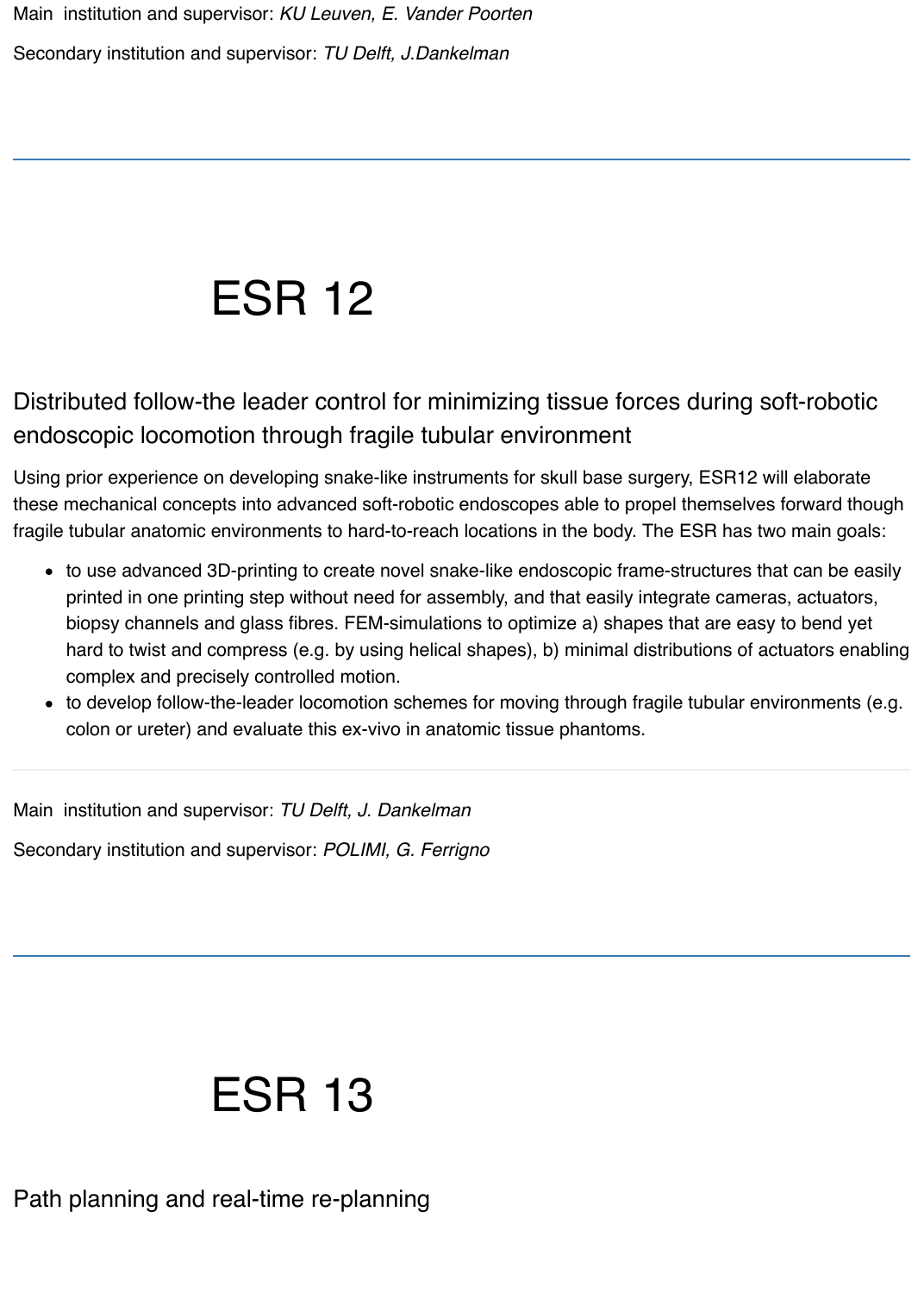Main  institution and supervisor: *KU Leuven, E. Vander Poorten*

Secondary institution and supervisor: *TU Delft, J.Dankelman*

---

# ESR 12

## Distributed follow-the leader control for minimizing tissue forces during soft-robotic endoscopic locomotion through fragile tubular environment

Using prior experience on developing snake-like instruments for skull base surgery, ESR12 will elaborate these mechanical concepts into advanced soft-robotic endoscopes able to propel themselves forward though fragile tubular anatomic environments to hard-to-reach locations in the body. The ESR has two main goals:

- to use advanced 3D-printing to create novel snake-like endoscopic frame-structures that can be easily printed in one printing step without need for assembly, and that easily integrate cameras, actuators, biopsy channels and glass fibres. FEM-simulations to optimize a) shapes that are easy to bend yet hard to twist and compress (e.g. by using helical shapes), b) minimal distributions of actuators enabling complex and precisely controlled motion.
- to develop follow-the-leader locomotion schemes for moving through fragile tubular environments (e.g. colon or ureter) and evaluate this ex-vivo in anatomic tissue phantoms.

Main  institution and supervisor: *TU Delft, J. Dankelman*

Secondary institution and supervisor: *POLIMI, G. Ferrigno*

---

# ESR 13

## Path planning and real-time re-planning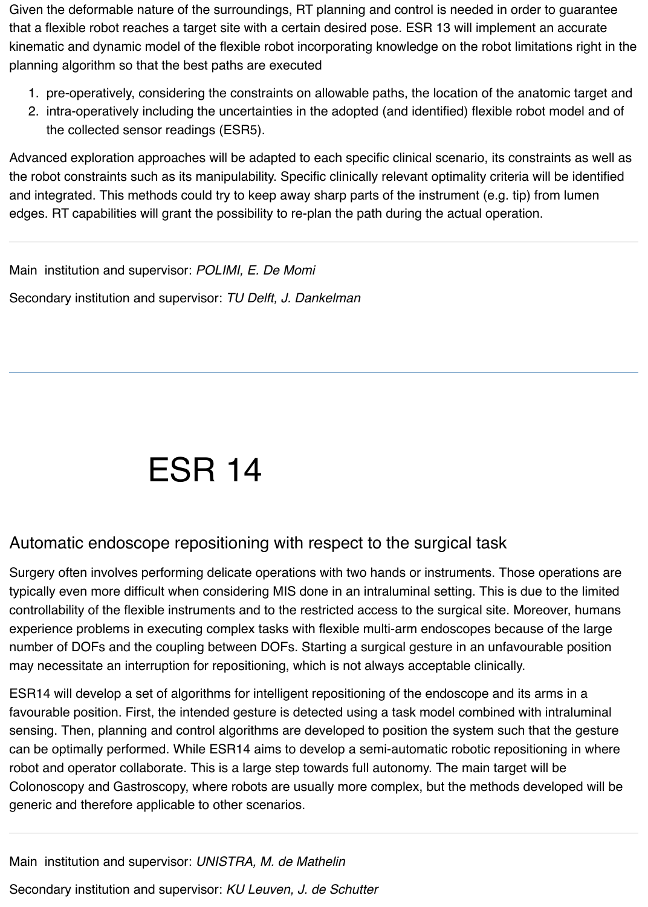Given the deformable nature of the surroundings, RT planning and control is needed in order to guarantee that a flexible robot reaches a target site with a certain desired pose. ESR 13 will implement an accurate kinematic and dynamic model of the flexible robot incorporating knowledge on the robot limitations right in the planning algorithm so that the best paths are executed

1. pre-operatively, considering the constraints on allowable paths, the location of the anatomic target and
2. intra-operatively including the uncertainties in the adopted (and identified) flexible robot model and of the collected sensor readings (ESR5).

Advanced exploration approaches will be adapted to each specific clinical scenario, its constraints as well as the robot constraints such as its manipulability. Specific clinically relevant optimality criteria will be identified and integrated. This methods could try to keep away sharp parts of the instrument (e.g. tip) from lumen edges. RT capabilities will grant the possibility to re-plan the path during the actual operation.

---

Main institution and supervisor: *POLIMI, E. De Momi*

Secondary institution and supervisor: *TU Delft, J. Dankelman*

---

# ESR 14

## Automatic endoscope repositioning with respect to the surgical task

Surgery often involves performing delicate operations with two hands or instruments. Those operations are typically even more difficult when considering MIS done in an intraluminal setting. This is due to the limited controllability of the flexible instruments and to the restricted access to the surgical site. Moreover, humans experience problems in executing complex tasks with flexible multi-arm endoscopes because of the large number of DOFs and the coupling between DOFs. Starting a surgical gesture in an unfavourable position may necessitate an interruption for repositioning, which is not always acceptable clinically.

ESR14 will develop a set of algorithms for intelligent repositioning of the endoscope and its arms in a favourable position. First, the intended gesture is detected using a task model combined with intraluminal sensing. Then, planning and control algorithms are developed to position the system such that the gesture can be optimally performed. While ESR14 aims to develop a semi-automatic robotic repositioning in where robot and operator collaborate. This is a large step towards full autonomy. The main target will be Colonoscopy and Gastroscopy, where robots are usually more complex, but the methods developed will be generic and therefore applicable to other scenarios.

---

Main institution and supervisor: *UNISTRA, M. de Mathelin*

Secondary institution and supervisor: *KU Leuven, J. de Schutter*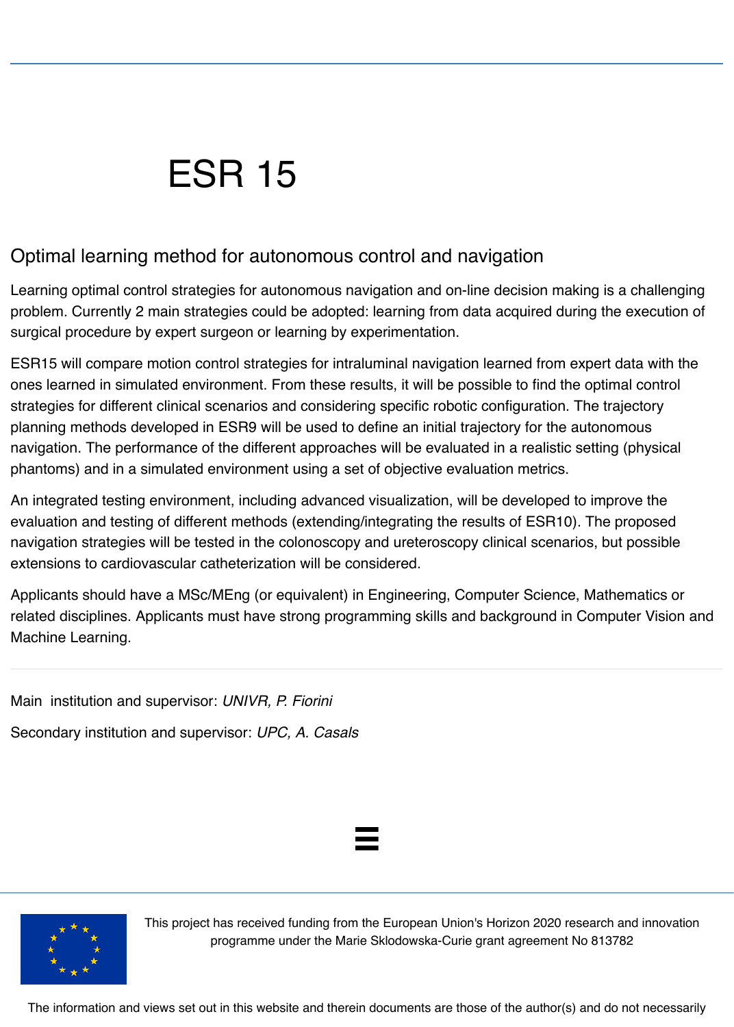# ESR 15

## Optimal learning method for autonomous control and navigation

Learning optimal control strategies for autonomous navigation and on-line decision making is a challenging problem. Currently 2 main strategies could be adopted: learning from data acquired during the execution of surgical procedure by expert surgeon or learning by experimentation.

ESR15 will compare motion control strategies for intraluminal navigation learned from expert data with the ones learned in simulated environment. From these results, it will be possible to find the optimal control strategies for different clinical scenarios and considering specific robotic configuration. The trajectory planning methods developed in ESR9 will be used to define an initial trajectory for the autonomous navigation. The performance of the different approaches will be evaluated in a realistic setting (physical phantoms) and in a simulated environment using a set of objective evaluation metrics.

An integrated testing environment, including advanced visualization, will be developed to improve the evaluation and testing of different methods (extending/integrating the results of ESR10). The proposed navigation strategies will be tested in the colonoscopy and ureteroscopy clinical scenarios, but possible extensions to cardiovascular catheterization will be considered.

Applicants should have a MSc/MEng (or equivalent) in Engineering, Computer Science, Mathematics or related disciplines. Applicants must have strong programming skills and background in Computer Vision and Machine Learning.

---

Main institution and supervisor: *UNIVR, P. Fiorini*

Secondary institution and supervisor: *UPC, A. Casals*

This project has received funding from the European Union's Horizon 2020 research and innovation programme under the Marie Sklodowska-Curie grant agreement No 813782

The information and views set out in this website and therein documents are those of the author(s) and do not necessarily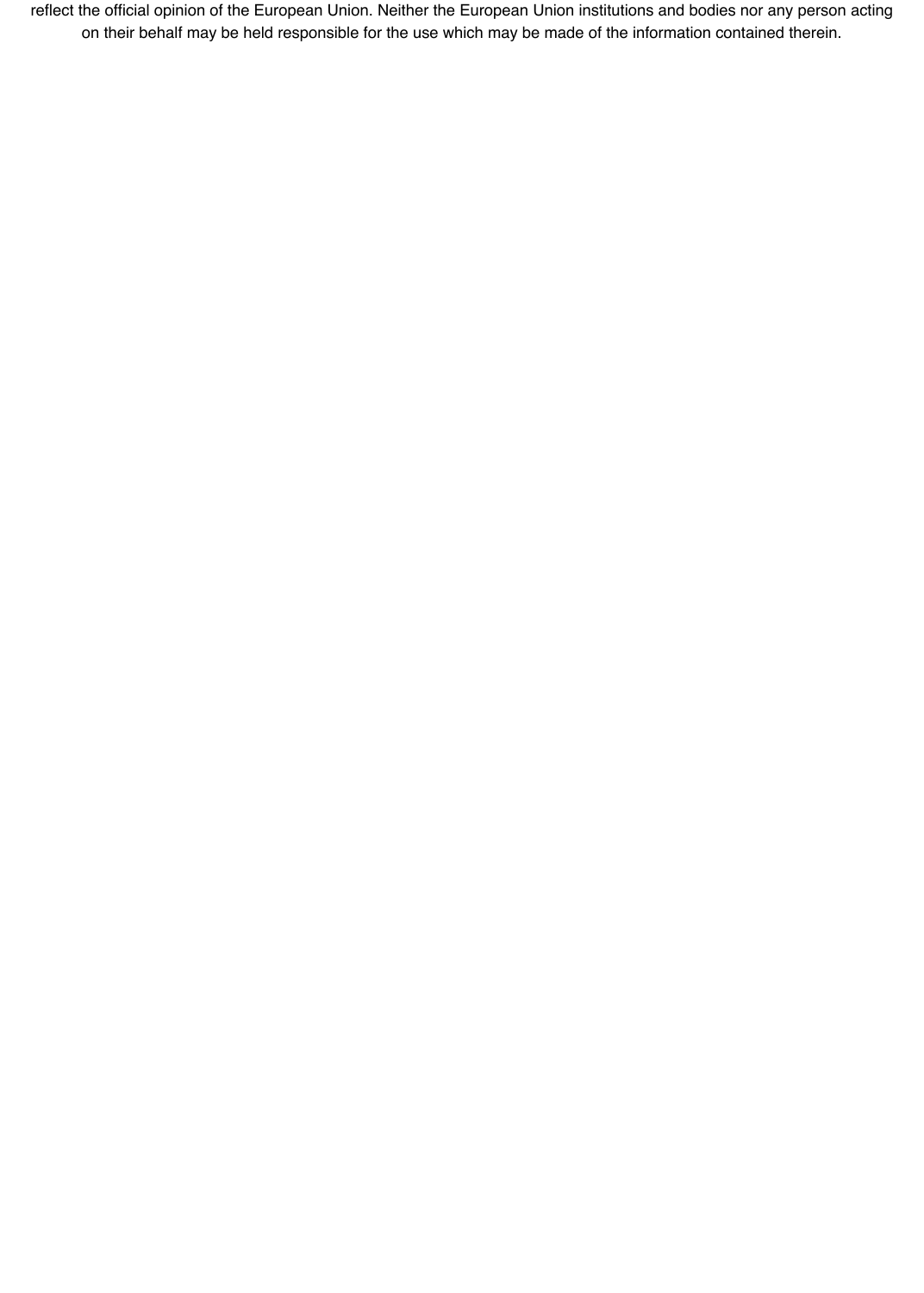reflect the official opinion of the European Union. Neither the European Union institutions and bodies nor any person acting on their behalf may be held responsible for the use which may be made of the information contained therein.